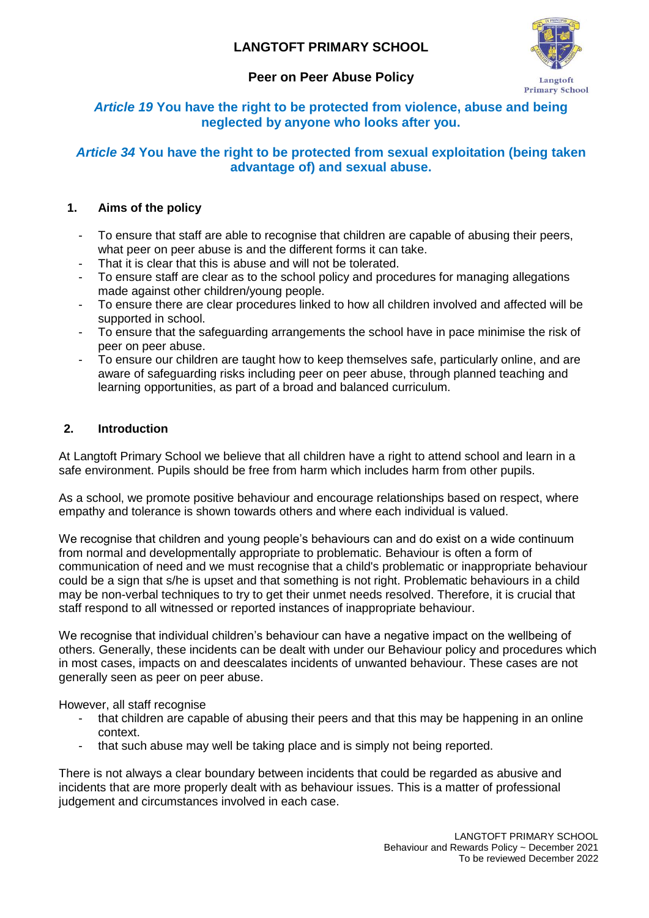# LANGTOFT PRIMARY SCHOOL

## Peer on Peer Abuse Policy

### *Article 19* You have the right to be protected from violence, abuse and being neglected by anyone who looks after you.

### *Article 34* You have the right to be protected from sexual exploitation (being taken advantage of) and sexual abuse.

**1. Aims of the policy**

- To ensure that staff are able to recognise that children are capable of abusing their peers, what peer on peer abuse is and the different forms it can take.
- That it is clear that this is abuse and will not be tolerated.
- To ensure staff are clear as to the school policy and procedures for managing allegations made against other children/young people.
- To ensure there are clear procedures linked to how all children involved and affected will be supported in school.
- To ensure that the safeguarding arrangements the school have in pace minimise the risk of peer on peer abuse.
- To ensure our children are taught how to keep themselves safe, particularly online, and are aware of safeguarding risks including peer on peer abuse, through planned teaching and learning opportunities, as part of a broad and balanced curriculum.

**2. Introduction**

At Langtoft Primary School we believe that all children have a right to attend school and learn in a safe environment. Pupils should be free from harm which includes harm from other pupils.

As a school, we promote positive behaviour and encourage relationships based on respect, where empathy and tolerance is shown towards others and where each individual is valued.

We recognise that children and young people's behaviours can and do exist on a wide continuum from normal and developmentally appropriate to problematic. Behaviour is often a form of communication of need and we must recognise that a child's problematic or inappropriate behaviour could be a sign that s/he is upset and that something is not right. Problematic behaviours in a child may be non-verbal techniques to try to get their unmet needs resolved. Therefore, it is crucial that staff respond to all witnessed or reported instances of inappropriate behaviour.

We recognise that individual children's behaviour can have a negative impact on the wellbeing of others. Generally, these incidents can be dealt with under our Behaviour policy and procedures which in most cases, impacts on and deescalates incidents of unwanted behaviour. These cases are not generally seen as peer on peer abuse.

However, all staff recognise

- that children are capable of abusing their peers and that this may be happening in an online context.
- that such abuse may well be taking place and is simply not being reported.

There is not always a clear boundary between incidents that could be regarded as abusive and incidents that are more properly dealt with as behaviour issues. This is a matter of professional judgement and circumstances involved in each case.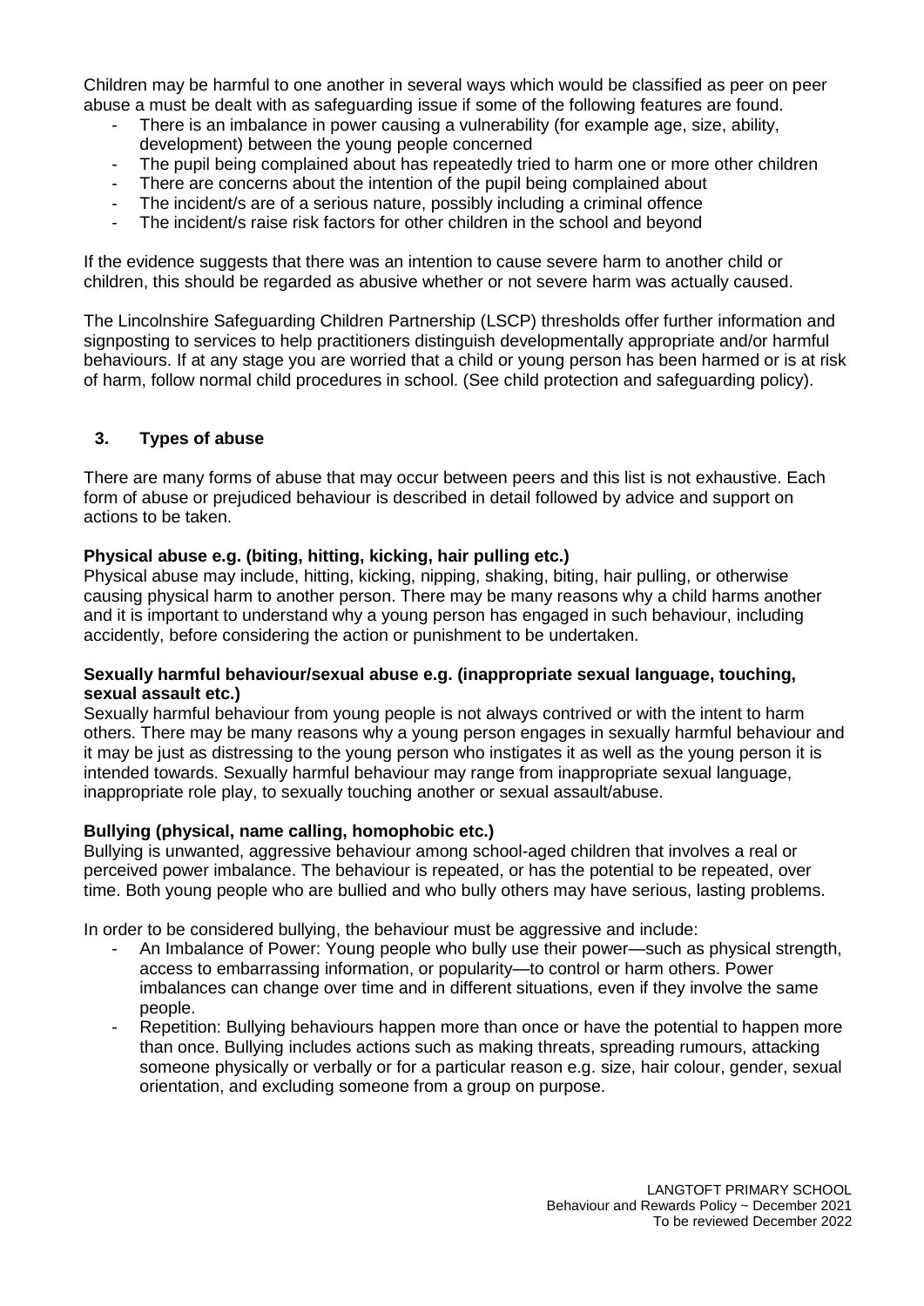Children may be harmful to one another in several ways which would be classified as peer on peer abuse a must be dealt with as safeguarding issue if some of the following features are found.

- There is an imbalance in power causing a vulnerability (for example age, size, ability, development) between the young people concerned
- The pupil being complained about has repeatedly tried to harm one or more other children
- There are concerns about the intention of the pupil being complained about
- The incident/s are of a serious nature, possibly including a criminal offence
- The incident/s raise risk factors for other children in the school and beyond

If the evidence suggests that there was an intention to cause severe harm to another child or children, this should be regarded as abusive whether or not severe harm was actually caused.

The Lincolnshire Safeguarding Children Partnership (LSCP) thresholds offer further information and signposting to services to help practitioners distinguish developmentally appropriate and/or harmful behaviours. If at any stage you are worried that a child or young person has been harmed or is at risk of harm, follow normal child procedures in school. (See child protection and safeguarding policy).

## 3. Types of abuse

There are many forms of abuse that may occur between peers and this list is not exhaustive. Each form of abuse or prejudiced behaviour is described in detail followed by advice and support on actions to be taken.

**Physical abuse e.g. (biting, hitting, kicking, hair pulling etc.)**
Physical abuse may include, hitting, kicking, nipping, shaking, biting, hair pulling, or otherwise causing physical harm to another person. There may be many reasons why a child harms another and it is important to understand why a young person has engaged in such behaviour, including accidently, before considering the action or punishment to be undertaken.

**Sexually harmful behaviour/sexual abuse e.g. (inappropriate sexual language, touching, sexual assault etc.)**
Sexually harmful behaviour from young people is not always contrived or with the intent to harm others. There may be many reasons why a young person engages in sexually harmful behaviour and it may be just as distressing to the young person who instigates it as well as the young person it is intended towards. Sexually harmful behaviour may range from inappropriate sexual language, inappropriate role play, to sexually touching another or sexual assault/abuse.

**Bullying (physical, name calling, homophobic etc.)**
Bullying is unwanted, aggressive behaviour among school-aged children that involves a real or perceived power imbalance. The behaviour is repeated, or has the potential to be repeated, over time. Both young people who are bullied and who bully others may have serious, lasting problems.

In order to be considered bullying, the behaviour must be aggressive and include:

- An Imbalance of Power: Young people who bully use their power—such as physical strength, access to embarrassing information, or popularity—to control or harm others. Power imbalances can change over time and in different situations, even if they involve the same people.
- Repetition: Bullying behaviours happen more than once or have the potential to happen more than once. Bullying includes actions such as making threats, spreading rumours, attacking someone physically or verbally or for a particular reason e.g. size, hair colour, gender, sexual orientation, and excluding someone from a group on purpose.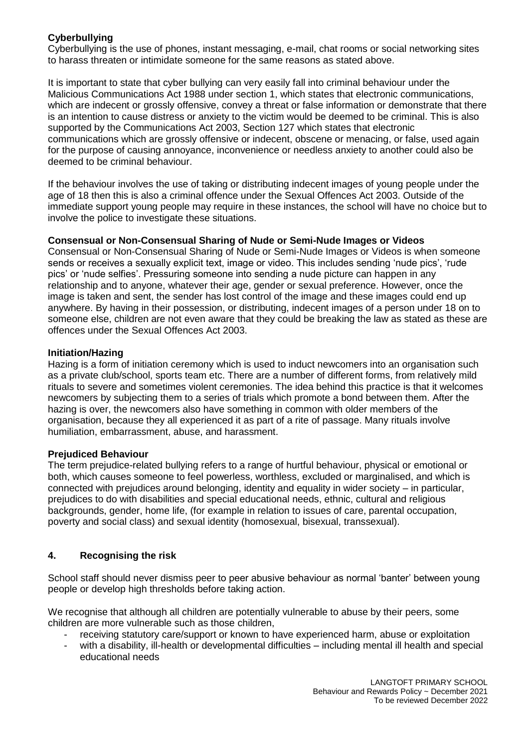**Cyberbullying**

Cyberbullying is the use of phones, instant messaging, e-mail, chat rooms or social networking sites to harass threaten or intimidate someone for the same reasons as stated above.

It is important to state that cyber bullying can very easily fall into criminal behaviour under the Malicious Communications Act 1988 under section 1, which states that electronic communications, which are indecent or grossly offensive, convey a threat or false information or demonstrate that there is an intention to cause distress or anxiety to the victim would be deemed to be criminal. This is also supported by the Communications Act 2003, Section 127 which states that electronic communications which are grossly offensive or indecent, obscene or menacing, or false, used again for the purpose of causing annoyance, inconvenience or needless anxiety to another could also be deemed to be criminal behaviour.

If the behaviour involves the use of taking or distributing indecent images of young people under the age of 18 then this is also a criminal offence under the Sexual Offences Act 2003. Outside of the immediate support young people may require in these instances, the school will have no choice but to involve the police to investigate these situations.

**Consensual or Non-Consensual Sharing of Nude or Semi-Nude Images or Videos**

Consensual or Non-Consensual Sharing of Nude or Semi-Nude Images or Videos is when someone sends or receives a sexually explicit text, image or video. This includes sending 'nude pics', 'rude pics' or 'nude selfies'. Pressuring someone into sending a nude picture can happen in any relationship and to anyone, whatever their age, gender or sexual preference. However, once the image is taken and sent, the sender has lost control of the image and these images could end up anywhere. By having in their possession, or distributing, indecent images of a person under 18 on to someone else, children are not even aware that they could be breaking the law as stated as these are offences under the Sexual Offences Act 2003.

**Initiation/Hazing**

Hazing is a form of initiation ceremony which is used to induct newcomers into an organisation such as a private club/school, sports team etc. There are a number of different forms, from relatively mild rituals to severe and sometimes violent ceremonies. The idea behind this practice is that it welcomes newcomers by subjecting them to a series of trials which promote a bond between them. After the hazing is over, the newcomers also have something in common with older members of the organisation, because they all experienced it as part of a rite of passage. Many rituals involve humiliation, embarrassment, abuse, and harassment.

**Prejudiced Behaviour**

The term prejudice-related bullying refers to a range of hurtful behaviour, physical or emotional or both, which causes someone to feel powerless, worthless, excluded or marginalised, and which is connected with prejudices around belonging, identity and equality in wider society – in particular, prejudices to do with disabilities and special educational needs, ethnic, cultural and religious backgrounds, gender, home life, (for example in relation to issues of care, parental occupation, poverty and social class) and sexual identity (homosexual, bisexual, transsexual).

## 4. Recognising the risk

School staff should never dismiss peer to peer abusive behaviour as normal 'banter' between young people or develop high thresholds before taking action.

We recognise that although all children are potentially vulnerable to abuse by their peers, some children are more vulnerable such as those children,

- receiving statutory care/support or known to have experienced harm, abuse or exploitation
- with a disability, ill-health or developmental difficulties – including mental ill health and special educational needs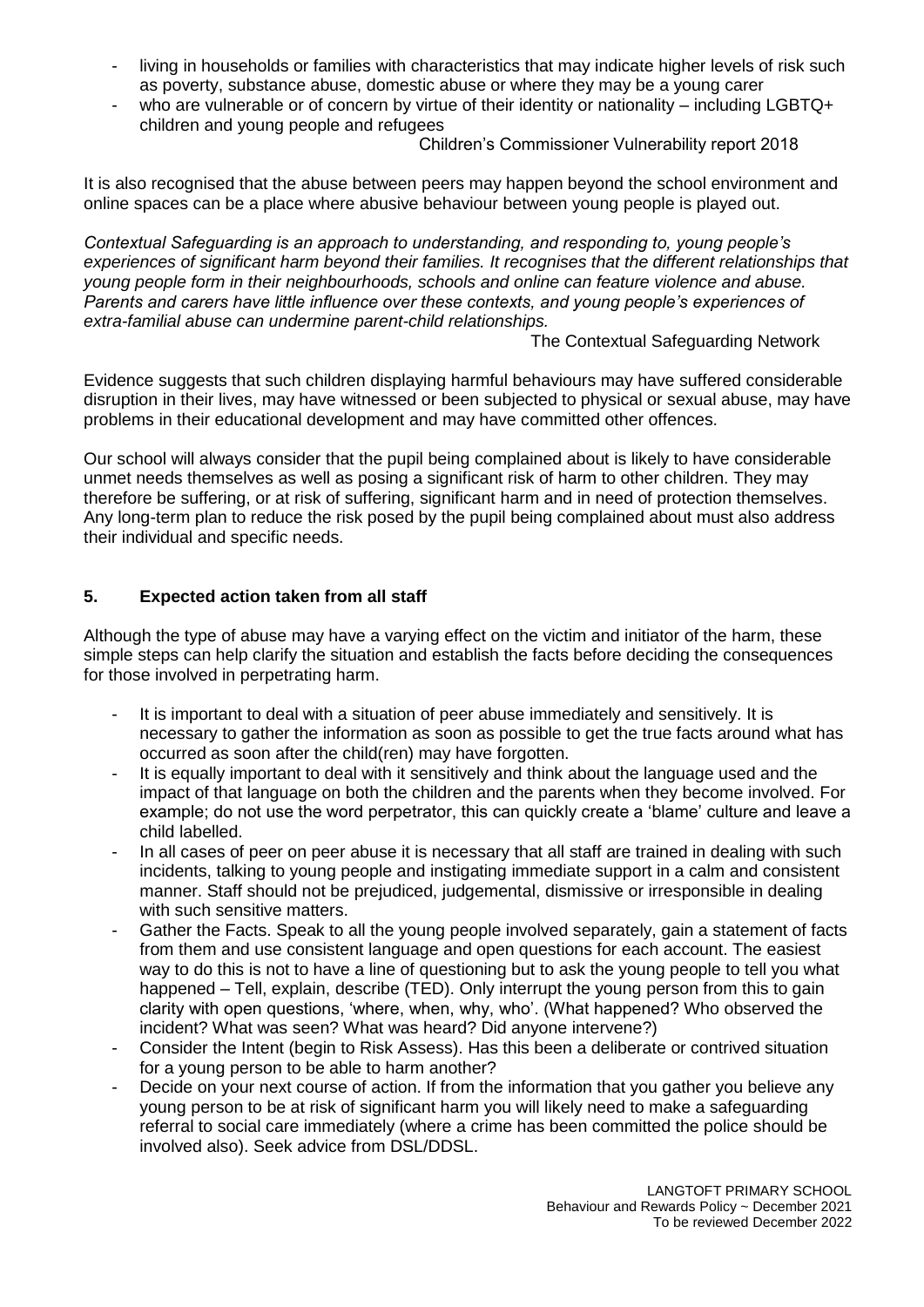- living in households or families with characteristics that may indicate higher levels of risk such as poverty, substance abuse, domestic abuse or where they may be a young carer
- who are vulnerable or of concern by virtue of their identity or nationality – including LGBTQ+ children and young people and refugees

Children's Commissioner Vulnerability report 2018

It is also recognised that the abuse between peers may happen beyond the school environment and online spaces can be a place where abusive behaviour between young people is played out.

*Contextual Safeguarding is an approach to understanding, and responding to, young people's experiences of significant harm beyond their families. It recognises that the different relationships that young people form in their neighbourhoods, schools and online can feature violence and abuse. Parents and carers have little influence over these contexts, and young people's experiences of extra-familial abuse can undermine parent-child relationships.*

The Contextual Safeguarding Network

Evidence suggests that such children displaying harmful behaviours may have suffered considerable disruption in their lives, may have witnessed or been subjected to physical or sexual abuse, may have problems in their educational development and may have committed other offences.

Our school will always consider that the pupil being complained about is likely to have considerable unmet needs themselves as well as posing a significant risk of harm to other children. They may therefore be suffering, or at risk of suffering, significant harm and in need of protection themselves. Any long-term plan to reduce the risk posed by the pupil being complained about must also address their individual and specific needs.

## 5. Expected action taken from all staff

Although the type of abuse may have a varying effect on the victim and initiator of the harm, these simple steps can help clarify the situation and establish the facts before deciding the consequences for those involved in perpetrating harm.

- It is important to deal with a situation of peer abuse immediately and sensitively. It is necessary to gather the information as soon as possible to get the true facts around what has occurred as soon after the child(ren) may have forgotten.
- It is equally important to deal with it sensitively and think about the language used and the impact of that language on both the children and the parents when they become involved. For example; do not use the word perpetrator, this can quickly create a 'blame' culture and leave a child labelled.
- In all cases of peer on peer abuse it is necessary that all staff are trained in dealing with such incidents, talking to young people and instigating immediate support in a calm and consistent manner. Staff should not be prejudiced, judgemental, dismissive or irresponsible in dealing with such sensitive matters.
- Gather the Facts. Speak to all the young people involved separately, gain a statement of facts from them and use consistent language and open questions for each account. The easiest way to do this is not to have a line of questioning but to ask the young people to tell you what happened – Tell, explain, describe (TED). Only interrupt the young person from this to gain clarity with open questions, 'where, when, why, who'. (What happened? Who observed the incident? What was seen? What was heard? Did anyone intervene?)
- Consider the Intent (begin to Risk Assess). Has this been a deliberate or contrived situation for a young person to be able to harm another?
- Decide on your next course of action. If from the information that you gather you believe any young person to be at risk of significant harm you will likely need to make a safeguarding referral to social care immediately (where a crime has been committed the police should be involved also). Seek advice from DSL/DDSL.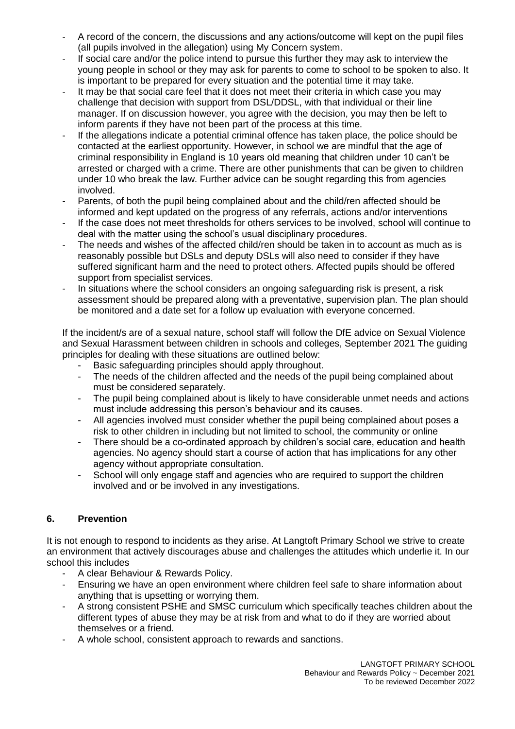- A record of the concern, the discussions and any actions/outcome will kept on the pupil files (all pupils involved in the allegation) using My Concern system.
- If social care and/or the police intend to pursue this further they may ask to interview the young people in school or they may ask for parents to come to school to be spoken to also. It is important to be prepared for every situation and the potential time it may take.
- It may be that social care feel that it does not meet their criteria in which case you may challenge that decision with support from DSL/DDSL, with that individual or their line manager. If on discussion however, you agree with the decision, you may then be left to inform parents if they have not been part of the process at this time.
- If the allegations indicate a potential criminal offence has taken place, the police should be contacted at the earliest opportunity. However, in school we are mindful that the age of criminal responsibility in England is 10 years old meaning that children under 10 can't be arrested or charged with a crime. There are other punishments that can be given to children under 10 who break the law. Further advice can be sought regarding this from agencies involved.
- Parents, of both the pupil being complained about and the child/ren affected should be informed and kept updated on the progress of any referrals, actions and/or interventions
- If the case does not meet thresholds for others services to be involved, school will continue to deal with the matter using the school's usual disciplinary procedures.
- The needs and wishes of the affected child/ren should be taken in to account as much as is reasonably possible but DSLs and deputy DSLs will also need to consider if they have suffered significant harm and the need to protect others. Affected pupils should be offered support from specialist services.
- In situations where the school considers an ongoing safeguarding risk is present, a risk assessment should be prepared along with a preventative, supervision plan. The plan should be monitored and a date set for a follow up evaluation with everyone concerned.

If the incident/s are of a sexual nature, school staff will follow the DfE advice on Sexual Violence and Sexual Harassment between children in schools and colleges, September 2021 The guiding principles for dealing with these situations are outlined below:

- Basic safeguarding principles should apply throughout.
- The needs of the children affected and the needs of the pupil being complained about must be considered separately.
- The pupil being complained about is likely to have considerable unmet needs and actions must include addressing this person's behaviour and its causes.
- All agencies involved must consider whether the pupil being complained about poses a risk to other children in including but not limited to school, the community or online
- There should be a co-ordinated approach by children's social care, education and health agencies. No agency should start a course of action that has implications for any other agency without appropriate consultation.
- School will only engage staff and agencies who are required to support the children involved and or be involved in any investigations.

## 6. Prevention

It is not enough to respond to incidents as they arise. At Langtoft Primary School we strive to create an environment that actively discourages abuse and challenges the attitudes which underlie it. In our school this includes

- A clear Behaviour & Rewards Policy.
- Ensuring we have an open environment where children feel safe to share information about anything that is upsetting or worrying them.
- A strong consistent PSHE and SMSC curriculum which specifically teaches children about the different types of abuse they may be at risk from and what to do if they are worried about themselves or a friend.
- A whole school, consistent approach to rewards and sanctions.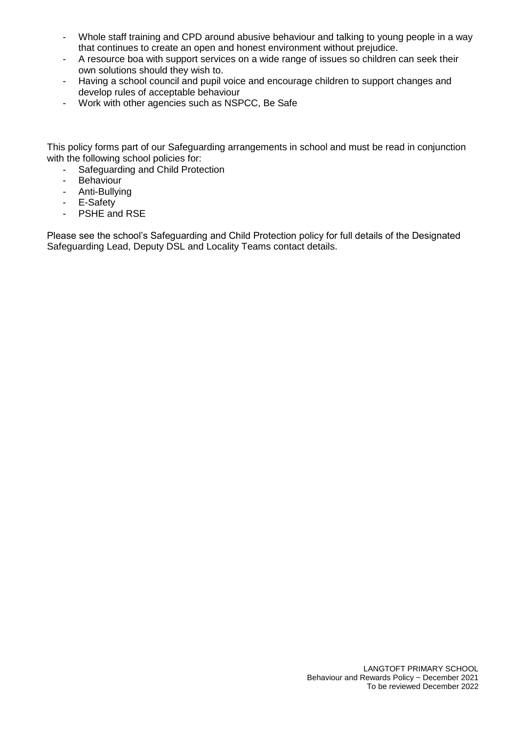- Whole staff training and CPD around abusive behaviour and talking to young people in a way that continues to create an open and honest environment without prejudice.
- A resource boa with support services on a wide range of issues so children can seek their own solutions should they wish to.
- Having a school council and pupil voice and encourage children to support changes and develop rules of acceptable behaviour
- Work with other agencies such as NSPCC, Be Safe

This policy forms part of our Safeguarding arrangements in school and must be read in conjunction with the following school policies for:

- Safeguarding and Child Protection
- Behaviour
- Anti-Bullying
- E-Safety
- PSHE and RSE

Please see the school's Safeguarding and Child Protection policy for full details of the Designated Safeguarding Lead, Deputy DSL and Locality Teams contact details.